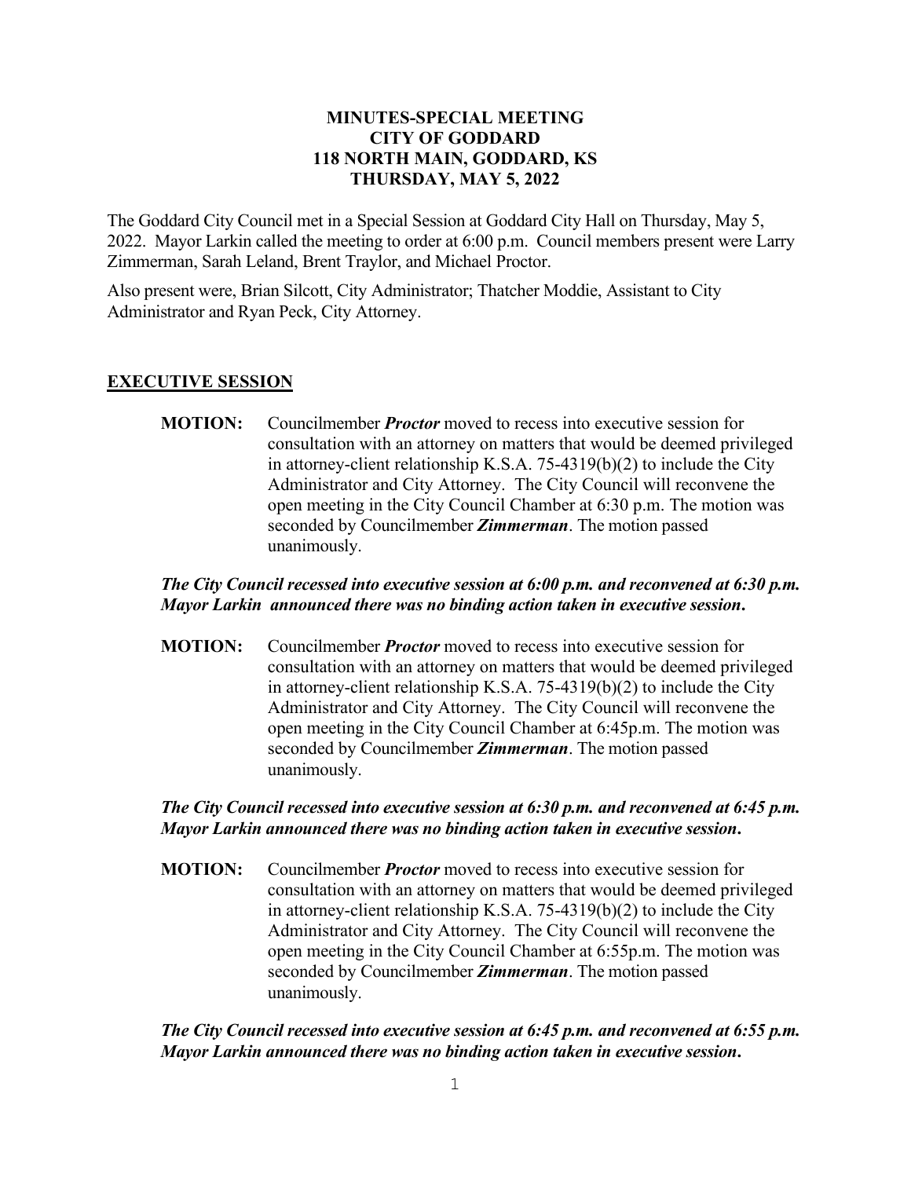**MINUTES-SPECIAL MEETING**
**CITY OF GODDARD**
**118 NORTH MAIN, GODDARD, KS**
**THURSDAY, MAY 5, 2022**

The Goddard City Council met in a Special Session at Goddard City Hall on Thursday, May 5, 2022. Mayor Larkin called the meeting to order at 6:00 p.m. Council members present were Larry Zimmerman, Sarah Leland, Brent Traylor, and Michael Proctor.

Also present were, Brian Silcott, City Administrator; Thatcher Moddie, Assistant to City Administrator and Ryan Peck, City Attorney.

## EXECUTIVE SESSION

**MOTION:** Councilmember ***Proctor*** moved to recess into executive session for consultation with an attorney on matters that would be deemed privileged in attorney-client relationship K.S.A. 75-4319(b)(2) to include the City Administrator and City Attorney. The City Council will reconvene the open meeting in the City Council Chamber at 6:30 p.m. The motion was seconded by Councilmember ***Zimmerman***. The motion passed unanimously.

***The City Council recessed into executive session at 6:00 p.m. and reconvened at 6:30 p.m. Mayor Larkin announced there was no binding action taken in executive session.***

**MOTION:** Councilmember ***Proctor*** moved to recess into executive session for consultation with an attorney on matters that would be deemed privileged in attorney-client relationship K.S.A. 75-4319(b)(2) to include the City Administrator and City Attorney. The City Council will reconvene the open meeting in the City Council Chamber at 6:45p.m. The motion was seconded by Councilmember ***Zimmerman***. The motion passed unanimously.

***The City Council recessed into executive session at 6:30 p.m. and reconvened at 6:45 p.m. Mayor Larkin announced there was no binding action taken in executive session.***

**MOTION:** Councilmember ***Proctor*** moved to recess into executive session for consultation with an attorney on matters that would be deemed privileged in attorney-client relationship K.S.A. 75-4319(b)(2) to include the City Administrator and City Attorney. The City Council will reconvene the open meeting in the City Council Chamber at 6:55p.m. The motion was seconded by Councilmember ***Zimmerman***. The motion passed unanimously.

***The City Council recessed into executive session at 6:45 p.m. and reconvened at 6:55 p.m. Mayor Larkin announced there was no binding action taken in executive session.***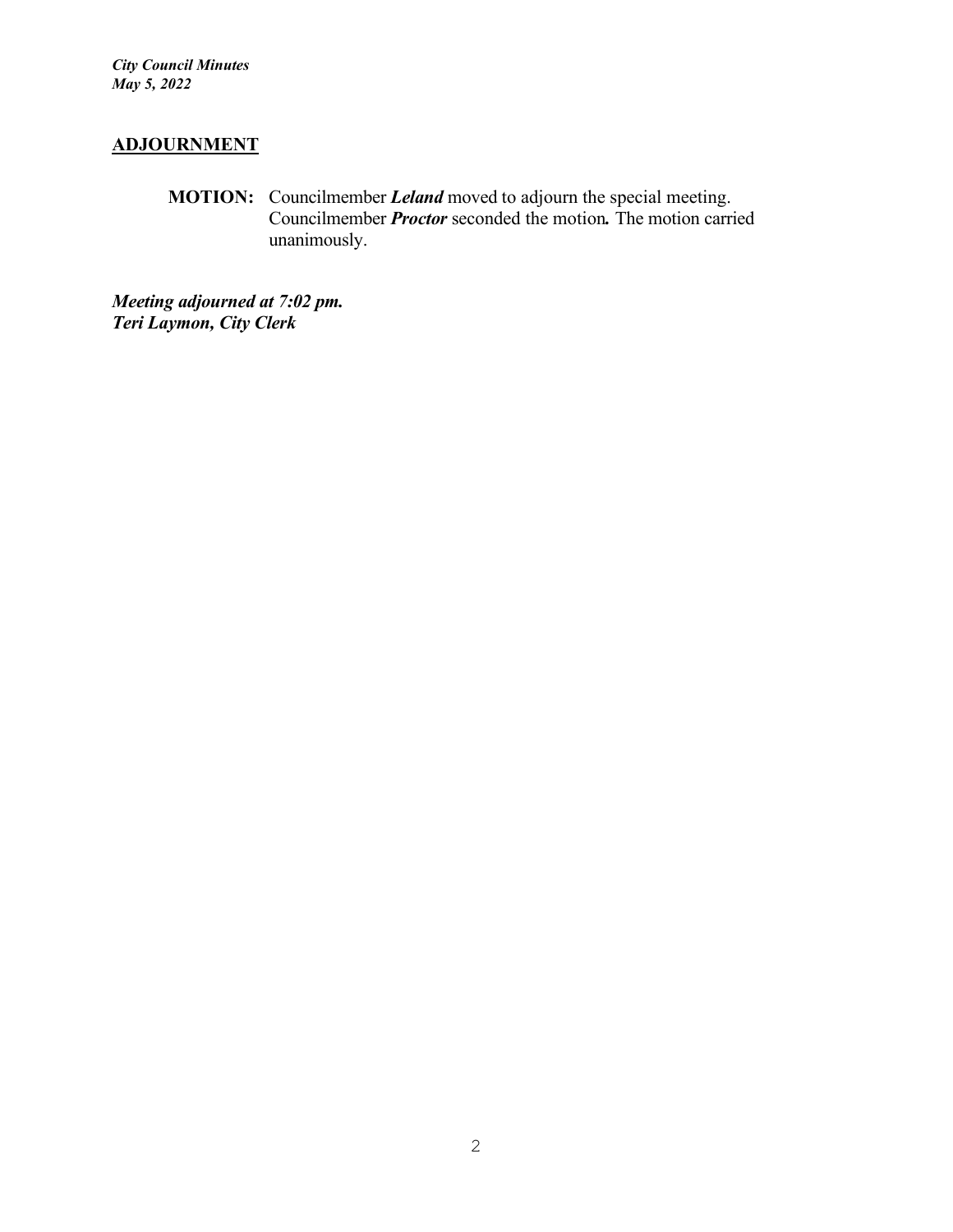## ADJOURNMENT

**MOTION:** Councilmember ***Leland*** moved to adjourn the special meeting. Councilmember ***Proctor*** seconded the motion**.** The motion carried unanimously.

***Meeting adjourned at 7:02 pm.***
***Teri Laymon, City Clerk***